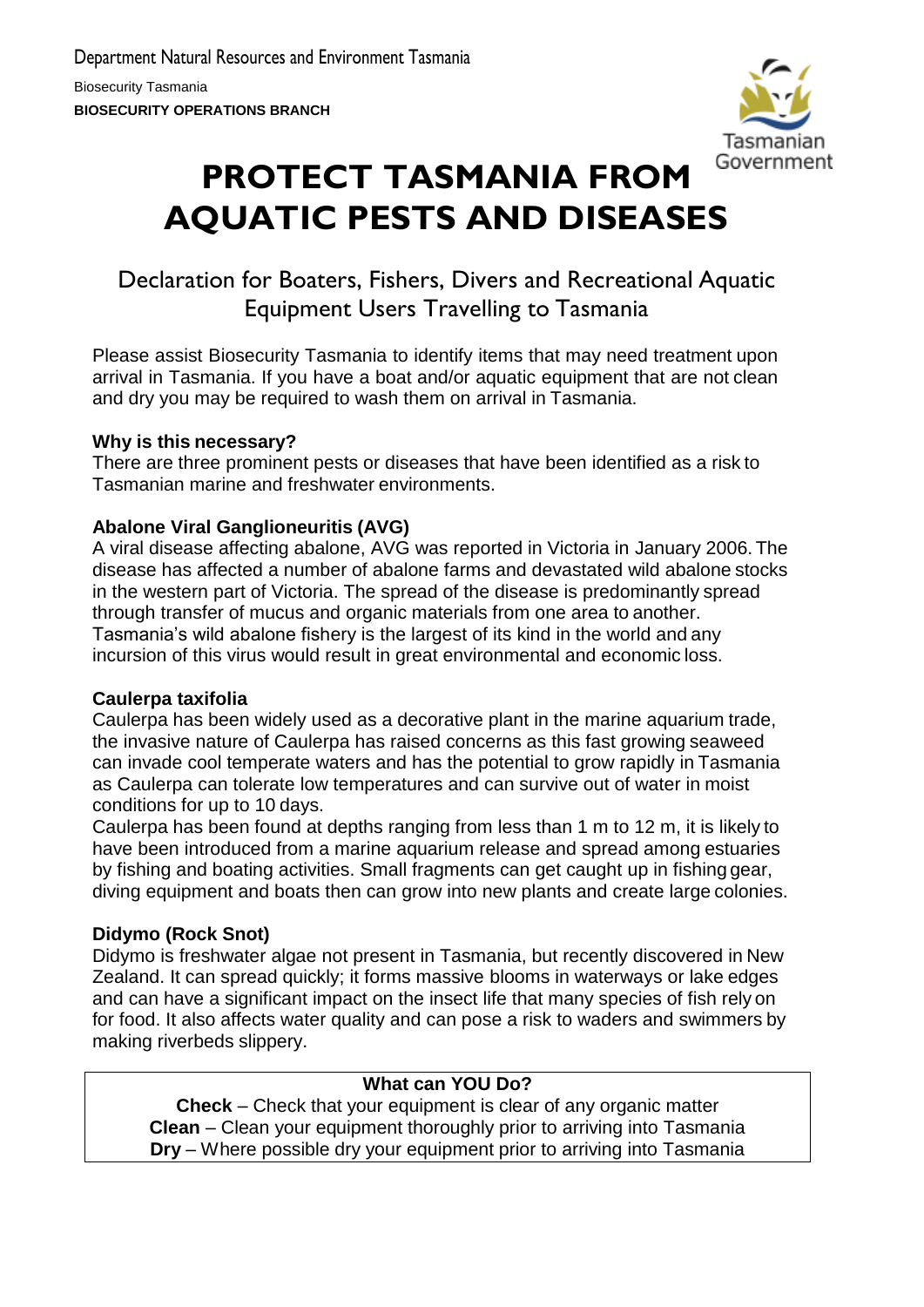Department Natural Resources and Environment Tasmania

Biosecurity Tasmania

**BIOSECURITY OPERATIONS BRANCH**

Tasmanian Government

# PROTECT TASMANIA FROM AQUATIC PESTS AND DISEASES

## Declaration for Boaters, Fishers, Divers and Recreational Aquatic Equipment Users Travelling to Tasmania

Please assist Biosecurity Tasmania to identify items that may need treatment upon arrival in Tasmania. If you have a boat and/or aquatic equipment that are not clean and dry you may be required to wash them on arrival in Tasmania.

**Why is this necessary?**

There are three prominent pests or diseases that have been identified as a risk to Tasmanian marine and freshwater environments.

**Abalone Viral Ganglioneuritis (AVG)**

A viral disease affecting abalone, AVG was reported in Victoria in January 2006. The disease has affected a number of abalone farms and devastated wild abalone stocks in the western part of Victoria. The spread of the disease is predominantly spread through transfer of mucus and organic materials from one area to another. Tasmania's wild abalone fishery is the largest of its kind in the world and any incursion of this virus would result in great environmental and economic loss.

**Caulerpa taxifolia**

Caulerpa has been widely used as a decorative plant in the marine aquarium trade, the invasive nature of Caulerpa has raised concerns as this fast growing seaweed can invade cool temperate waters and has the potential to grow rapidly in Tasmania as Caulerpa can tolerate low temperatures and can survive out of water in moist conditions for up to 10 days.

Caulerpa has been found at depths ranging from less than 1 m to 12 m, it is likely to have been introduced from a marine aquarium release and spread among estuaries by fishing and boating activities. Small fragments can get caught up in fishing gear, diving equipment and boats then can grow into new plants and create large colonies.

**Didymo (Rock Snot)**

Didymo is freshwater algae not present in Tasmania, but recently discovered in New Zealand. It can spread quickly; it forms massive blooms in waterways or lake edges and can have a significant impact on the insect life that many species of fish rely on for food. It also affects water quality and can pose a risk to waders and swimmers by making riverbeds slippery.

**What can YOU Do?**

**Check** – Check that your equipment is clear of any organic matter

**Clean** – Clean your equipment thoroughly prior to arriving into Tasmania

**Dry** – Where possible dry your equipment prior to arriving into Tasmania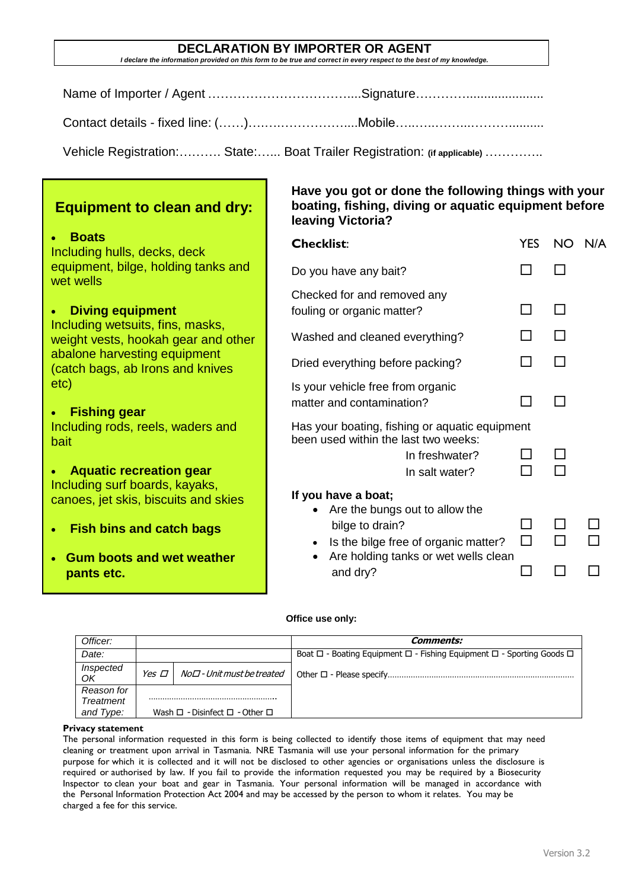## DECLARATION BY IMPORTER OR AGENT

*I declare the information provided on this form to be true and correct in every respect to the best of my knowledge.*

Name of Importer / Agent …………………………….....Signature……………....................

Contact details - fixed line: (……)……………………....Mobile…..…..……...……….........

Vehicle Registration:………. State:….. Boat Trailer Registration: **(if applicable)** …………..

## Equipment to clean and dry:

- **Boats**
  Including hulls, decks, deck equipment, bilge, holding tanks and wet wells
- **Diving equipment**
  Including wetsuits, fins, masks, weight vests, hookah gear and other abalone harvesting equipment (catch bags, ab Irons and knives etc)
- **Fishing gear**
  Including rods, reels, waders and bait
- **Aquatic recreation gear**
  Including surf boards, kayaks, canoes, jet skis, biscuits and skies
- **Fish bins and catch bags**
- **Gum boots and wet weather pants etc.**

### Have you got or done the following things with your boating, fishing, diving or aquatic equipment before leaving Victoria?

| **Checklist**: | YES | NO | N/A |
|---|---|---|---|
| Do you have any bait? | ☐ | ☐ | |
| Checked for and removed any fouling or organic matter? | ☐ | ☐ | |
| Washed and cleaned everything? | ☐ | ☐ | |
| Dried everything before packing? | ☐ | ☐ | |
| Is your vehicle free from organic matter and contamination? | ☐ | ☐ | |
| Has your boating, fishing or aquatic equipment been used within the last two weeks: | | | |
| In freshwater? | ☐ | ☐ | |
| In salt water? | ☐ | ☐ | |
| **If you have a boat;** | | | |
| • Are the bungs out to allow the bilge to drain? | ☐ | ☐ | ☐ |
| • Is the bilge free of organic matter? | ☐ | ☐ | ☐ |
| • Are holding tanks or wet wells clean and dry? | ☐ | ☐ | ☐ |

**Office use only:**

| | | | ***Comments:*** |
|---|---|---|---|
| *Officer:* | | | Boat ☐ - Boating Equipment ☐ - Fishing Equipment ☐ - Sporting Goods ☐ |
| *Date:* | | | Other ☐ - Please specify………………………………………………………………… |
| *Inspected OK* | *Yes ☐* | *No☐ - Unit must be treated* | |
| *Reason for Treatment and Type:* | ………………………………………… Wash ☐ - Disinfect ☐ - Other ☐ | | |

**Privacy statement**

The personal information requested in this form is being collected to identify those items of equipment that may need cleaning or treatment upon arrival in Tasmania. NRE Tasmania will use your personal information for the primary purpose for which it is collected and it will not be disclosed to other agencies or organisations unless the disclosure is required or authorised by law. If you fail to provide the information requested you may be required by a Biosecurity Inspector to clean your boat and gear in Tasmania. Your personal information will be managed in accordance with the Personal Information Protection Act 2004 and may be accessed by the person to whom it relates. You may be charged a fee for this service.

Version 3.2